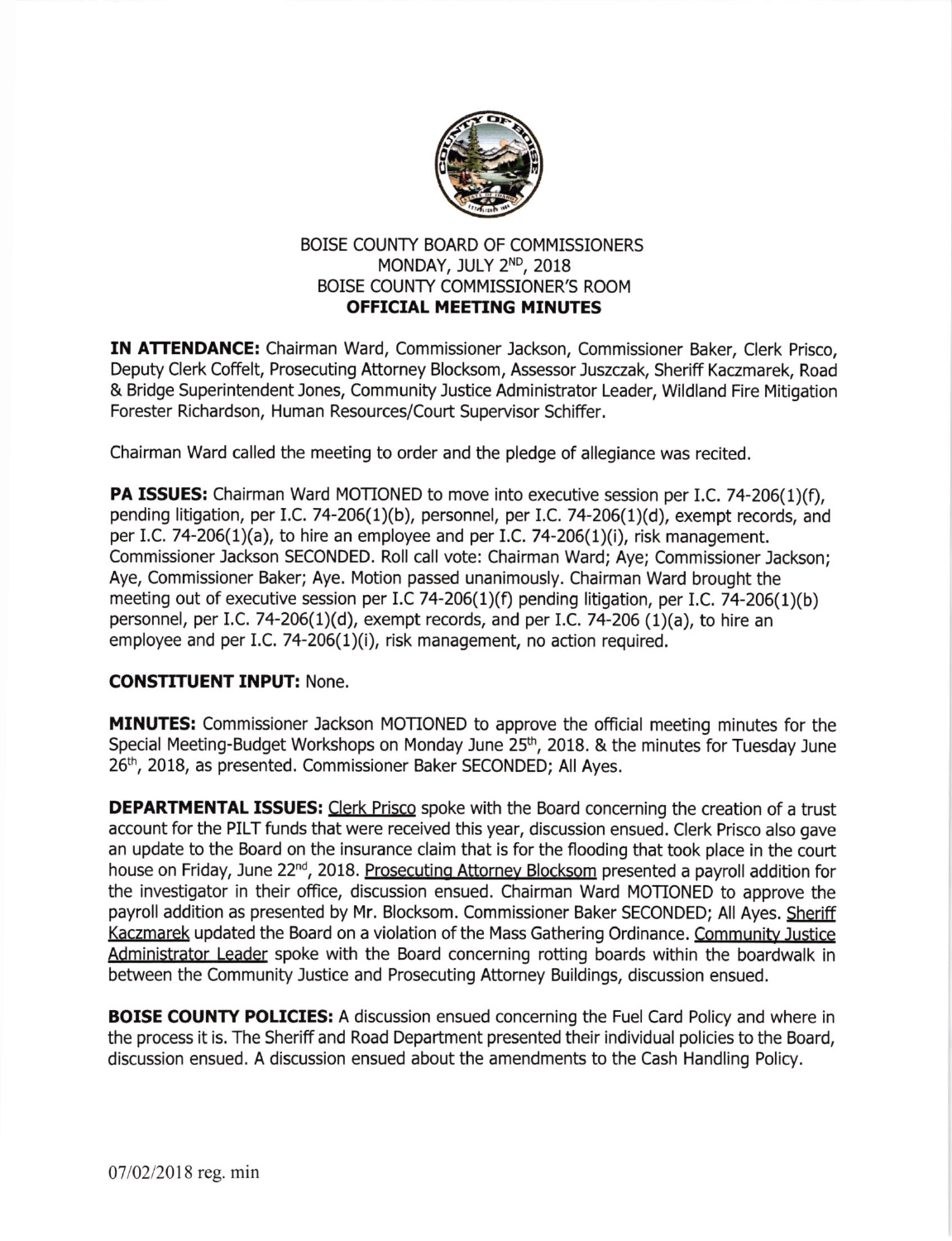BOISE COUNTY BOARD OF COMMISSIONERS
MONDAY, JULY 2ND, 2018
BOISE COUNTY COMMISSIONER'S ROOM
**OFFICIAL MEETING MINUTES**

**IN ATTENDANCE:** Chairman Ward, Commissioner Jackson, Commissioner Baker, Clerk Prisco, Deputy Clerk Coffelt, Prosecuting Attorney Blocksom, Assessor Juszczak, Sheriff Kaczmarek, Road & Bridge Superintendent Jones, Community Justice Administrator Leader, Wildland Fire Mitigation Forester Richardson, Human Resources/Court Supervisor Schiffer.

Chairman Ward called the meeting to order and the pledge of allegiance was recited.

**PA ISSUES:** Chairman Ward MOTIONED to move into executive session per I.C. 74-206(1)(f), pending litigation, per I.C. 74-206(1)(b), personnel, per I.C. 74-206(1)(d), exempt records, and per I.C. 74-206(1)(a), to hire an employee and per I.C. 74-206(1)(i), risk management. Commissioner Jackson SECONDED. Roll call vote: Chairman Ward; Aye; Commissioner Jackson; Aye, Commissioner Baker; Aye. Motion passed unanimously. Chairman Ward brought the meeting out of executive session per I.C 74-206(1)(f) pending litigation, per I.C. 74-206(1)(b) personnel, per I.C. 74-206(1)(d), exempt records, and per I.C. 74-206 (1)(a), to hire an employee and per I.C. 74-206(1)(i), risk management, no action required.

**CONSTITUENT INPUT:** None.

**MINUTES:** Commissioner Jackson MOTIONED to approve the official meeting minutes for the Special Meeting-Budget Workshops on Monday June 25th, 2018. & the minutes for Tuesday June 26th, 2018, as presented. Commissioner Baker SECONDED; All Ayes.

**DEPARTMENTAL ISSUES:** Clerk Prisco spoke with the Board concerning the creation of a trust account for the PILT funds that were received this year, discussion ensued. Clerk Prisco also gave an update to the Board on the insurance claim that is for the flooding that took place in the court house on Friday, June 22nd, 2018. Prosecuting Attorney Blocksom presented a payroll addition for the investigator in their office, discussion ensued. Chairman Ward MOTIONED to approve the payroll addition as presented by Mr. Blocksom. Commissioner Baker SECONDED; All Ayes. Sheriff Kaczmarek updated the Board on a violation of the Mass Gathering Ordinance. Community Justice Administrator Leader spoke with the Board concerning rotting boards within the boardwalk in between the Community Justice and Prosecuting Attorney Buildings, discussion ensued.

**BOISE COUNTY POLICIES:** A discussion ensued concerning the Fuel Card Policy and where in the process it is. The Sheriff and Road Department presented their individual policies to the Board, discussion ensued. A discussion ensued about the amendments to the Cash Handling Policy.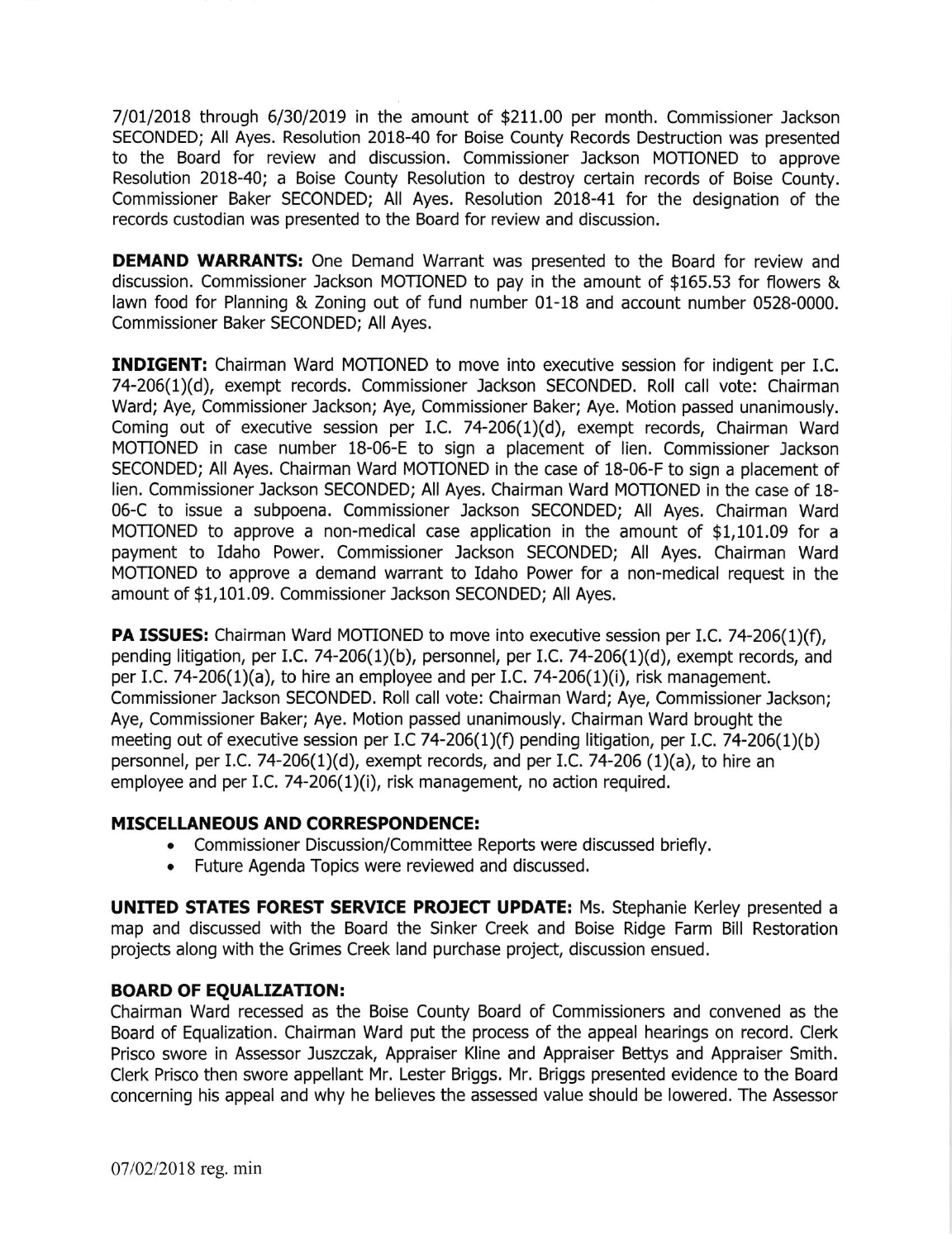7/01/2018 through 6/30/2019 in the amount of $211.00 per month. Commissioner Jackson SECONDED; All Ayes. Resolution 2018-40 for Boise County Records Destruction was presented to the Board for review and discussion. Commissioner Jackson MOTIONED to approve Resolution 2018-40; a Boise County Resolution to destroy certain records of Boise County. Commissioner Baker SECONDED; All Ayes. Resolution 2018-41 for the designation of the records custodian was presented to the Board for review and discussion.

**DEMAND WARRANTS:** One Demand Warrant was presented to the Board for review and discussion. Commissioner Jackson MOTIONED to pay in the amount of $165.53 for flowers & lawn food for Planning & Zoning out of fund number 01-18 and account number 0528-0000. Commissioner Baker SECONDED; All Ayes.

**INDIGENT:** Chairman Ward MOTIONED to move into executive session for indigent per I.C. 74-206(1)(d), exempt records. Commissioner Jackson SECONDED. Roll call vote: Chairman Ward; Aye, Commissioner Jackson; Aye, Commissioner Baker; Aye. Motion passed unanimously. Coming out of executive session per I.C. 74-206(1)(d), exempt records, Chairman Ward MOTIONED in case number 18-06-E to sign a placement of lien. Commissioner Jackson SECONDED; All Ayes. Chairman Ward MOTIONED in the case of 18-06-F to sign a placement of lien. Commissioner Jackson SECONDED; All Ayes. Chairman Ward MOTIONED in the case of 18-06-C to issue a subpoena. Commissioner Jackson SECONDED; All Ayes. Chairman Ward MOTIONED to approve a non-medical case application in the amount of $1,101.09 for a payment to Idaho Power. Commissioner Jackson SECONDED; All Ayes. Chairman Ward MOTIONED to approve a demand warrant to Idaho Power for a non-medical request in the amount of $1,101.09. Commissioner Jackson SECONDED; All Ayes.

**PA ISSUES:** Chairman Ward MOTIONED to move into executive session per I.C. 74-206(1)(f), pending litigation, per I.C. 74-206(1)(b), personnel, per I.C. 74-206(1)(d), exempt records, and per I.C. 74-206(1)(a), to hire an employee and per I.C. 74-206(1)(i), risk management. Commissioner Jackson SECONDED. Roll call vote: Chairman Ward; Aye, Commissioner Jackson; Aye, Commissioner Baker; Aye. Motion passed unanimously. Chairman Ward brought the meeting out of executive session per I.C 74-206(1)(f) pending litigation, per I.C. 74-206(1)(b) personnel, per I.C. 74-206(1)(d), exempt records, and per I.C. 74-206 (1)(a), to hire an employee and per I.C. 74-206(1)(i), risk management, no action required.

**MISCELLANEOUS AND CORRESPONDENCE:**

- Commissioner Discussion/Committee Reports were discussed briefly.
- Future Agenda Topics were reviewed and discussed.

**UNITED STATES FOREST SERVICE PROJECT UPDATE:** Ms. Stephanie Kerley presented a map and discussed with the Board the Sinker Creek and Boise Ridge Farm Bill Restoration projects along with the Grimes Creek land purchase project, discussion ensued.

**BOARD OF EQUALIZATION:**

Chairman Ward recessed as the Boise County Board of Commissioners and convened as the Board of Equalization. Chairman Ward put the process of the appeal hearings on record. Clerk Prisco swore in Assessor Juszczak, Appraiser Kline and Appraiser Bettys and Appraiser Smith. Clerk Prisco then swore appellant Mr. Lester Briggs. Mr. Briggs presented evidence to the Board concerning his appeal and why he believes the assessed value should be lowered. The Assessor